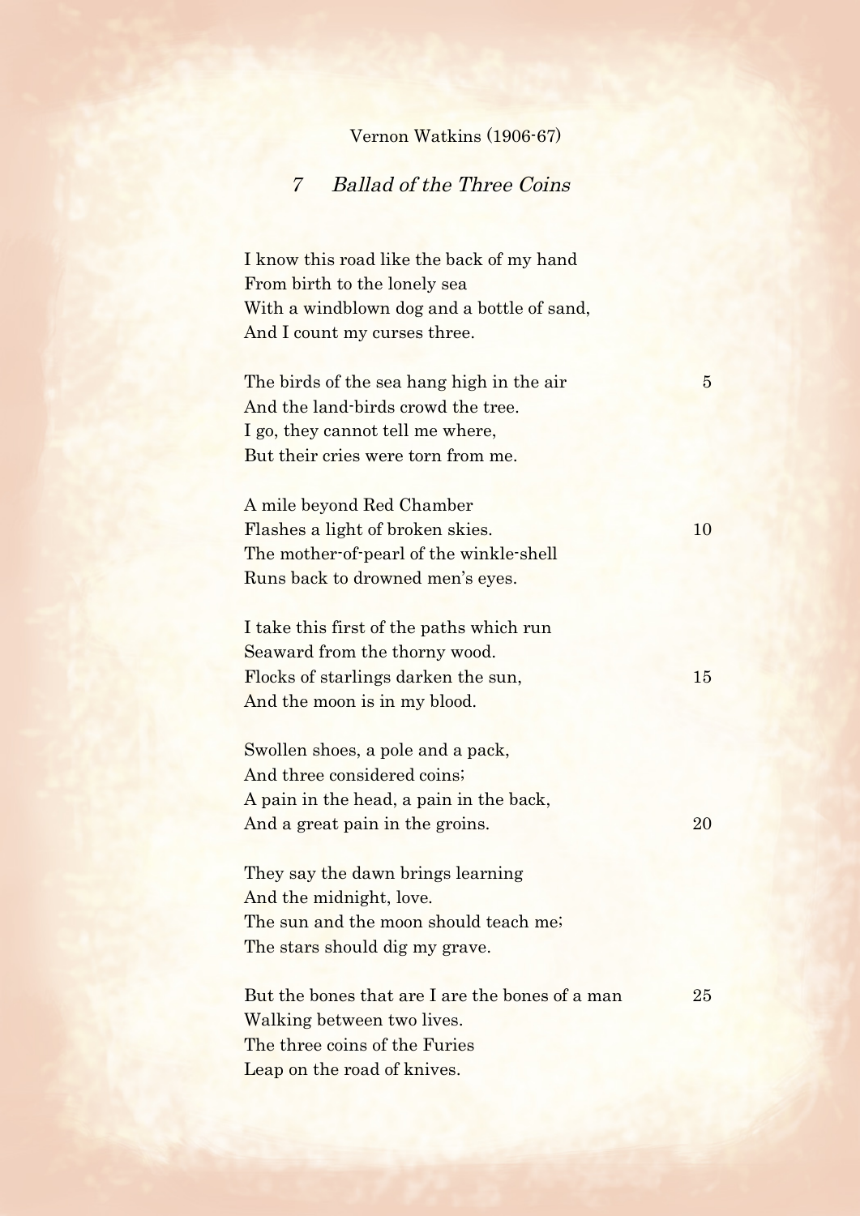Vernon Watkins (1906-67)

## 7 *Ballad of the Three Coins*

I know this road like the back of my hand  
From birth to the lonely sea  
With a windblown dog and a bottle of sand,  
And I count my curses three.

The birds of the sea hang high in the air  
And the land-birds crowd the tree.  
I go, they cannot tell me where,  
But their cries were torn from me.

A mile beyond Red Chamber  
Flashes a light of broken skies.  
The mother-of-pearl of the winkle-shell  
Runs back to drowned men's eyes.

I take this first of the paths which run  
Seaward from the thorny wood.  
Flocks of starlings darken the sun,  
And the moon is in my blood.

Swollen shoes, a pole and a pack,  
And three considered coins;  
A pain in the head, a pain in the back,  
And a great pain in the groins.

They say the dawn brings learning  
And the midnight, love.  
The sun and the moon should teach me;  
The stars should dig my grave.

But the bones that are I are the bones of a man  
Walking between two lives.  
The three coins of the Furies  
Leap on the road of knives.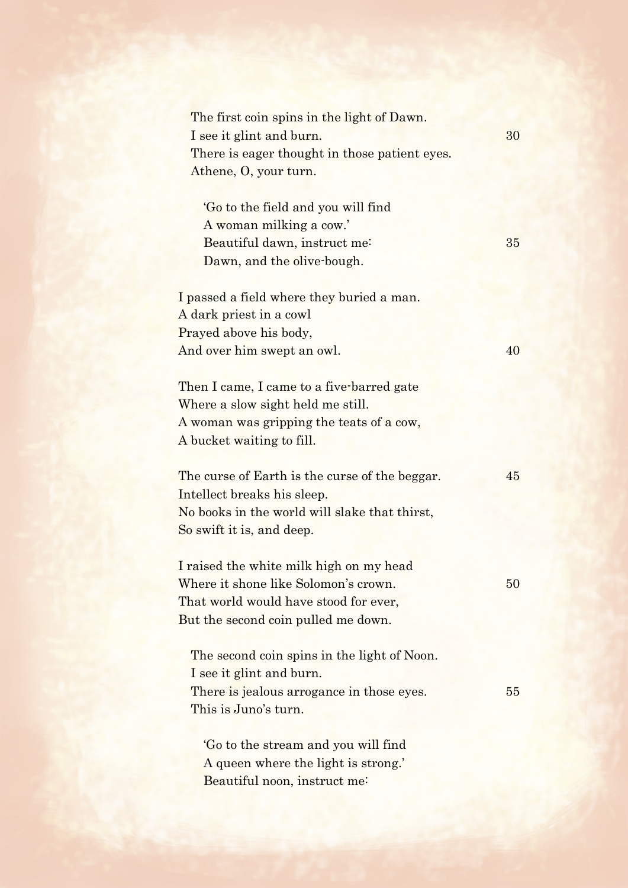The first coin spins in the light of Dawn.  
I see it glint and burn.  
There is eager thought in those patient eyes.  
Athene, O, your turn.

'Go to the field and you will find  
A woman milking a cow.'  
Beautiful dawn, instruct me:  
Dawn, and the olive-bough.

I passed a field where they buried a man.  
A dark priest in a cowl  
Prayed above his body,  
And over him swept an owl.

Then I came, I came to a five-barred gate  
Where a slow sight held me still.  
A woman was gripping the teats of a cow,  
A bucket waiting to fill.

The curse of Earth is the curse of the beggar.  
Intellect breaks his sleep.  
No books in the world will slake that thirst,  
So swift it is, and deep.

I raised the white milk high on my head  
Where it shone like Solomon's crown.  
That world would have stood for ever,  
But the second coin pulled me down.

The second coin spins in the light of Noon.  
I see it glint and burn.  
There is jealous arrogance in those eyes.  
This is Juno's turn.

'Go to the stream and you will find  
A queen where the light is strong.'  
Beautiful noon, instruct me: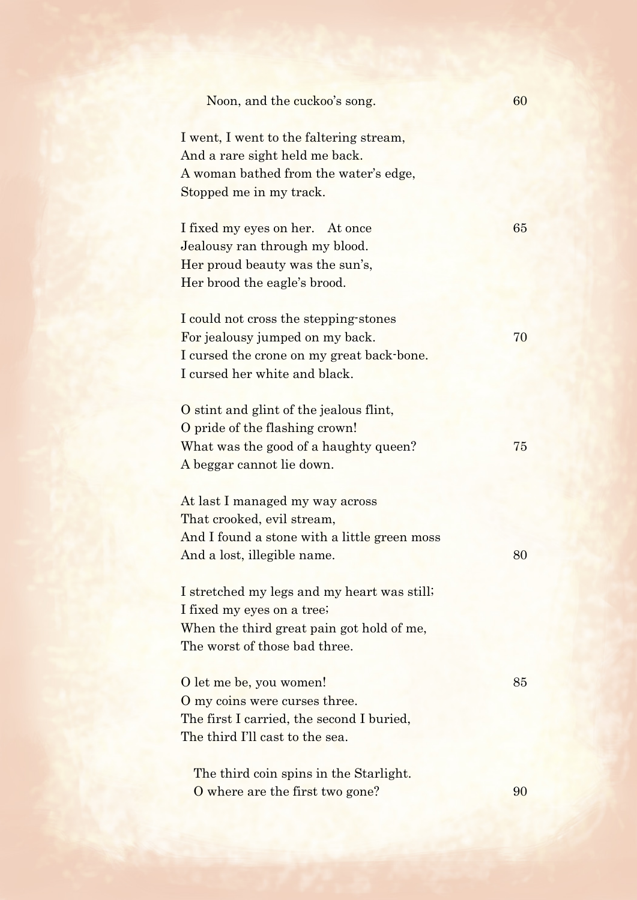Noon, and the cuckoo's song.

I went, I went to the faltering stream,
And a rare sight held me back.
A woman bathed from the water's edge,
Stopped me in my track.

I fixed my eyes on her. At once
Jealousy ran through my blood.
Her proud beauty was the sun's,
Her brood the eagle's brood.

I could not cross the stepping-stones
For jealousy jumped on my back.
I cursed the crone on my great back-bone.
I cursed her white and black.

O stint and glint of the jealous flint,
O pride of the flashing crown!
What was the good of a haughty queen?
A beggar cannot lie down.

At last I managed my way across
That crooked, evil stream,
And I found a stone with a little green moss
And a lost, illegible name.

I stretched my legs and my heart was still;
I fixed my eyes on a tree;
When the third great pain got hold of me,
The worst of those bad three.

O let me be, you women!
O my coins were curses three.
The first I carried, the second I buried,
The third I'll cast to the sea.

The third coin spins in the Starlight.
O where are the first two gone?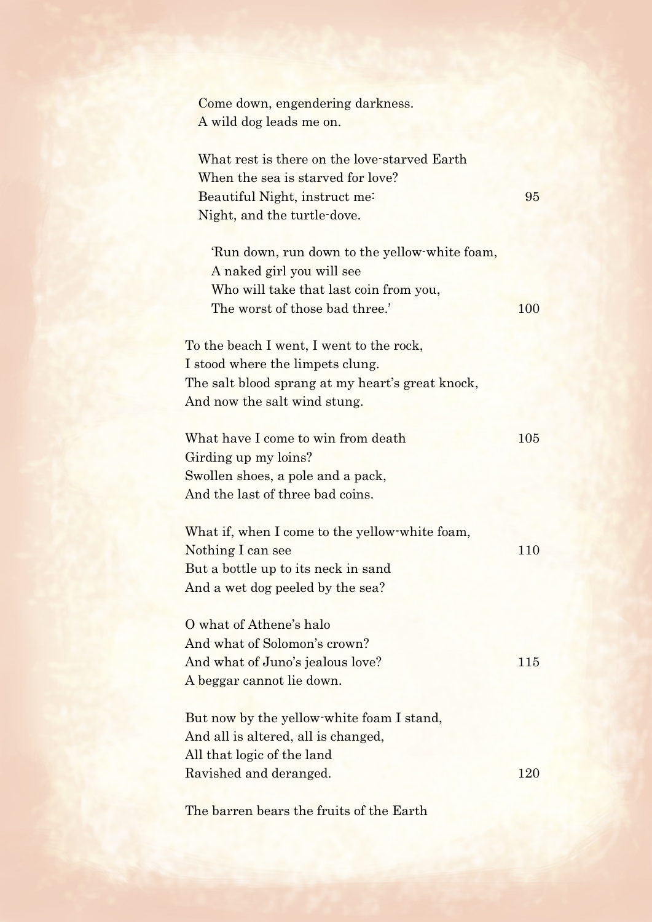Come down, engendering darkness.
A wild dog leads me on.

What rest is there on the love-starved Earth
When the sea is starved for love?
Beautiful Night, instruct me:
Night, and the turtle-dove.

'Run down, run down to the yellow-white foam,
A naked girl you will see
Who will take that last coin from you,
The worst of those bad three.'

To the beach I went, I went to the rock,
I stood where the limpets clung.
The salt blood sprang at my heart's great knock,
And now the salt wind stung.

What have I come to win from death
Girding up my loins?
Swollen shoes, a pole and a pack,
And the last of three bad coins.

What if, when I come to the yellow-white foam,
Nothing I can see
But a bottle up to its neck in sand
And a wet dog peeled by the sea?

O what of Athene's halo
And what of Solomon's crown?
And what of Juno's jealous love?
A beggar cannot lie down.

But now by the yellow-white foam I stand,
And all is altered, all is changed,
All that logic of the land
Ravished and deranged.

The barren bears the fruits of the Earth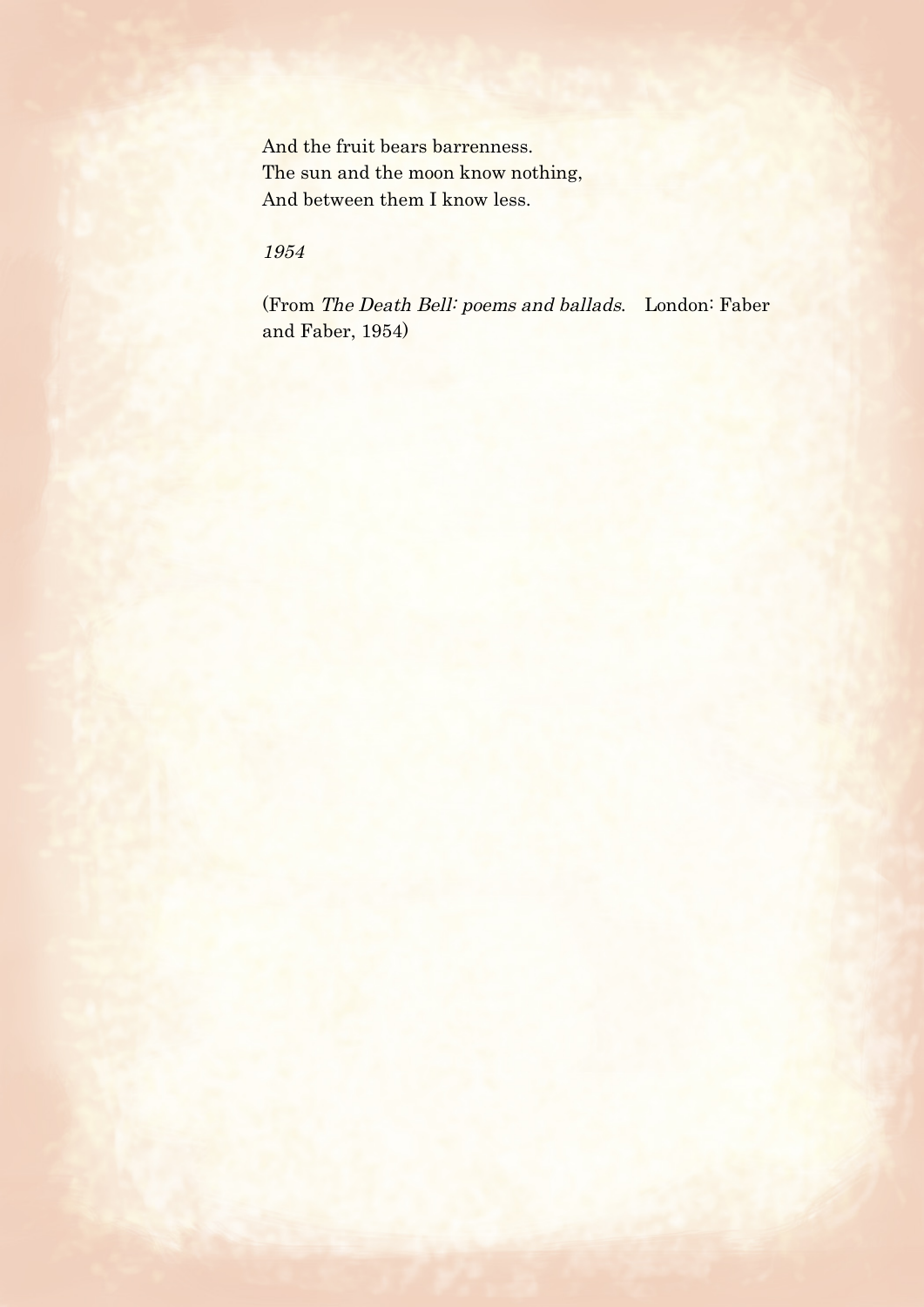And the fruit bears barrenness.  
The sun and the moon know nothing,  
And between them I know less.

*1954*

(From *The Death Bell: poems and ballads*. London: Faber and Faber, 1954)